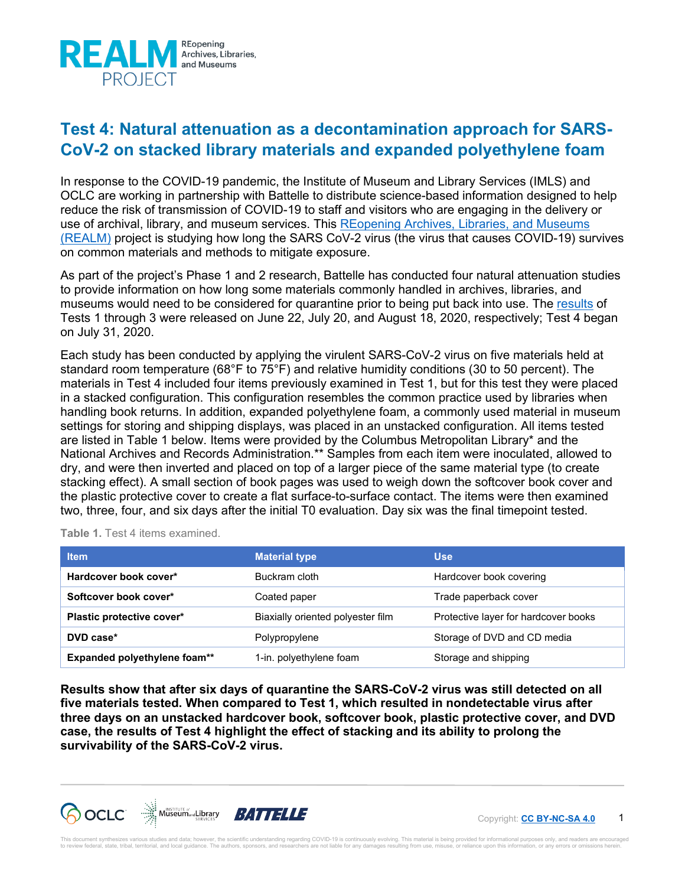# Test 4: Natural attenuation as a decontamination approach for SARS-CoV-2 on stacked library materials and expanded polyethylene foam

In response to the COVID-19 pandemic, the Institute of Museum and Library Services (IMLS) and OCLC are working in partnership with Battelle to distribute science-based information designed to help reduce the risk of transmission of COVID-19 to staff and visitors who are engaging in the delivery or use of archival, library, and museum services. This REopening Archives, Libraries, and Museums (REALM) project is studying how long the SARS CoV-2 virus (the virus that causes COVID-19) survives on common materials and methods to mitigate exposure.

As part of the project's Phase 1 and 2 research, Battelle has conducted four natural attenuation studies to provide information on how long some materials commonly handled in archives, libraries, and museums would need to be considered for quarantine prior to being put back into use. The results of Tests 1 through 3 were released on June 22, July 20, and August 18, 2020, respectively; Test 4 began on July 31, 2020.

Each study has been conducted by applying the virulent SARS-CoV-2 virus on five materials held at standard room temperature (68°F to 75°F) and relative humidity conditions (30 to 50 percent). The materials in Test 4 included four items previously examined in Test 1, but for this test they were placed in a stacked configuration. This configuration resembles the common practice used by libraries when handling book returns. In addition, expanded polyethylene foam, a commonly used material in museum settings for storing and shipping displays, was placed in an unstacked configuration. All items tested are listed in Table 1 below. Items were provided by the Columbus Metropolitan Library* and the National Archives and Records Administration.** Samples from each item were inoculated, allowed to dry, and were then inverted and placed on top of a larger piece of the same material type (to create stacking effect). A small section of book pages was used to weigh down the softcover book cover and the plastic protective cover to create a flat surface-to-surface contact. The items were then examined two, three, four, and six days after the initial T0 evaluation. Day six was the final timepoint tested.

**Table 1.** Test 4 items examined.

| Item | Material type | Use |
|---|---|---|
| **Hardcover book cover*** | Buckram cloth | Hardcover book covering |
| **Softcover book cover*** | Coated paper | Trade paperback cover |
| **Plastic protective cover*** | Biaxially oriented polyester film | Protective layer for hardcover books |
| **DVD case*** | Polypropylene | Storage of DVD and CD media |
| **Expanded polyethylene foam**** | 1-in. polyethylene foam | Storage and shipping |

**Results show that after six days of quarantine the SARS-CoV-2 virus was still detected on all five materials tested. When compared to Test 1, which resulted in nondetectable virus after three days on an unstacked hardcover book, softcover book, plastic protective cover, and DVD case, the results of Test 4 highlight the effect of stacking and its ability to prolong the survivability of the SARS-CoV-2 virus.**

Copyright: CC BY-NC-SA 4.0

This document synthesizes various studies and data; however, the scientific understanding regarding COVID-19 is continuously evolving. This material is being provided for informational purposes only, and readers are encouraged to review federal, state, tribal, territorial, and local guidance. The authors, sponsors, and researchers are not liable for any damages resulting from use, misuse, or reliance upon this information, or any errors or omissions herein.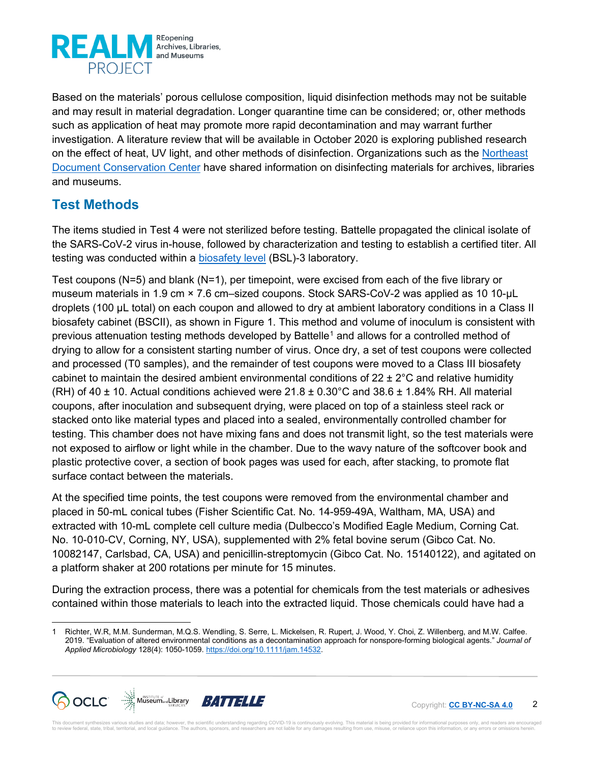Based on the materials' porous cellulose composition, liquid disinfection methods may not be suitable and may result in material degradation. Longer quarantine time can be considered; or, other methods such as application of heat may promote more rapid decontamination and may warrant further investigation. A literature review that will be available in October 2020 is exploring published research on the effect of heat, UV light, and other methods of disinfection. Organizations such as the Northeast Document Conservation Center have shared information on disinfecting materials for archives, libraries and museums.

## Test Methods

The items studied in Test 4 were not sterilized before testing. Battelle propagated the clinical isolate of the SARS-CoV-2 virus in-house, followed by characterization and testing to establish a certified titer. All testing was conducted within a biosafety level (BSL)-3 laboratory.

Test coupons (N=5) and blank (N=1), per timepoint, were excised from each of the five library or museum materials in 1.9 cm × 7.6 cm–sized coupons. Stock SARS-CoV-2 was applied as 10 10-μL droplets (100 μL total) on each coupon and allowed to dry at ambient laboratory conditions in a Class II biosafety cabinet (BSCII), as shown in Figure 1. This method and volume of inoculum is consistent with previous attenuation testing methods developed by Battelle[1] and allows for a controlled method of drying to allow for a consistent starting number of virus. Once dry, a set of test coupons were collected and processed (T0 samples), and the remainder of test coupons were moved to a Class III biosafety cabinet to maintain the desired ambient environmental conditions of 22 ± 2°C and relative humidity (RH) of 40 ± 10. Actual conditions achieved were 21.8 ± 0.30°C and 38.6 ± 1.84% RH. All material coupons, after inoculation and subsequent drying, were placed on top of a stainless steel rack or stacked onto like material types and placed into a sealed, environmentally controlled chamber for testing. This chamber does not have mixing fans and does not transmit light, so the test materials were not exposed to airflow or light while in the chamber. Due to the wavy nature of the softcover book and plastic protective cover, a section of book pages was used for each, after stacking, to promote flat surface contact between the materials.

At the specified time points, the test coupons were removed from the environmental chamber and placed in 50-mL conical tubes (Fisher Scientific Cat. No. 14-959-49A, Waltham, MA, USA) and extracted with 10-mL complete cell culture media (Dulbecco's Modified Eagle Medium, Corning Cat. No. 10-010-CV, Corning, NY, USA), supplemented with 2% fetal bovine serum (Gibco Cat. No. 10082147, Carlsbad, CA, USA) and penicillin-streptomycin (Gibco Cat. No. 15140122), and agitated on a platform shaker at 200 rotations per minute for 15 minutes.

During the extraction process, there was a potential for chemicals from the test materials or adhesives contained within those materials to leach into the extracted liquid. Those chemicals could have had a

---

1 Richter, W.R, M.M. Sunderman, M.Q.S. Wendling, S. Serre, L. Mickelsen, R. Rupert, J. Wood, Y. Choi, Z. Willenberg, and M.W. Calfee. 2019. "Evaluation of altered environmental conditions as a decontamination approach for nonspore-forming biological agents." *Journal of Applied Microbiology* 128(4): 1050-1059. https://doi.org/10.1111/jam.14532.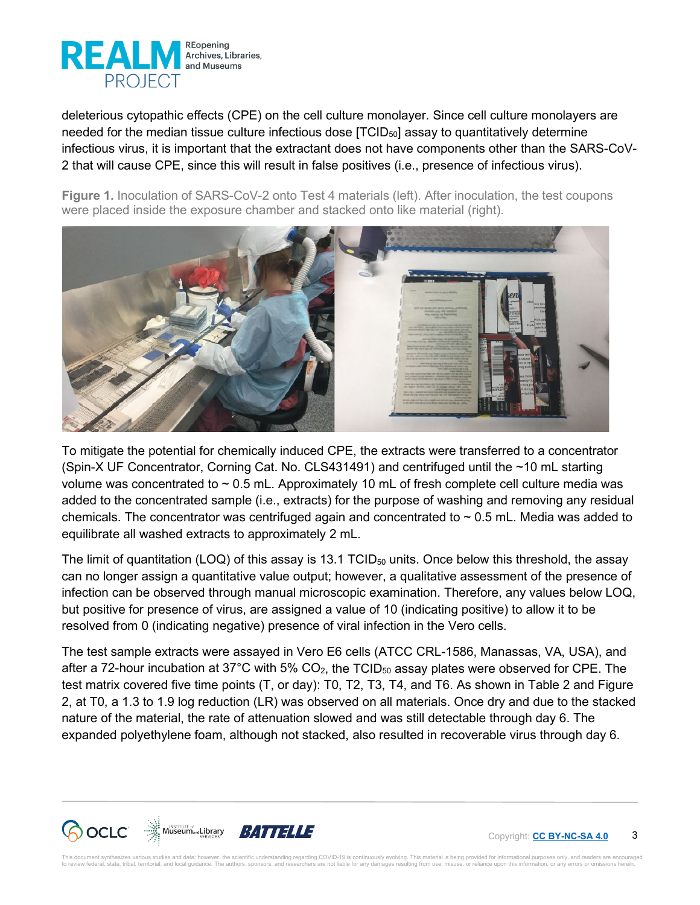deleterious cytopathic effects (CPE) on the cell culture monolayer. Since cell culture monolayers are needed for the median tissue culture infectious dose [$TCID_{50}$] assay to quantitatively determine infectious virus, it is important that the extractant does not have components other than the SARS-CoV-2 that will cause CPE, since this will result in false positives (i.e., presence of infectious virus).

**Figure 1.** Inoculation of SARS-CoV-2 onto Test 4 materials (left). After inoculation, the test coupons were placed inside the exposure chamber and stacked onto like material (right).

To mitigate the potential for chemically induced CPE, the extracts were transferred to a concentrator (Spin-X UF Concentrator, Corning Cat. No. CLS431491) and centrifuged until the ~10 mL starting volume was concentrated to ~ 0.5 mL. Approximately 10 mL of fresh complete cell culture media was added to the concentrated sample (i.e., extracts) for the purpose of washing and removing any residual chemicals. The concentrator was centrifuged again and concentrated to ~ 0.5 mL. Media was added to equilibrate all washed extracts to approximately 2 mL.

The limit of quantitation (LOQ) of this assay is 13.1 $TCID_{50}$ units. Once below this threshold, the assay can no longer assign a quantitative value output; however, a qualitative assessment of the presence of infection can be observed through manual microscopic examination. Therefore, any values below LOQ, but positive for presence of virus, are assigned a value of 10 (indicating positive) to allow it to be resolved from 0 (indicating negative) presence of viral infection in the Vero cells.

The test sample extracts were assayed in Vero E6 cells (ATCC CRL-1586, Manassas, VA, USA), and after a 72-hour incubation at 37°C with 5% $CO_2$, the $TCID_{50}$ assay plates were observed for CPE. The test matrix covered five time points (T, or day): T0, T2, T3, T4, and T6. As shown in Table 2 and Figure 2, at T0, a 1.3 to 1.9 log reduction (LR) was observed on all materials. Once dry and due to the stacked nature of the material, the rate of attenuation slowed and was still detectable through day 6. The expanded polyethylene foam, although not stacked, also resulted in recoverable virus through day 6.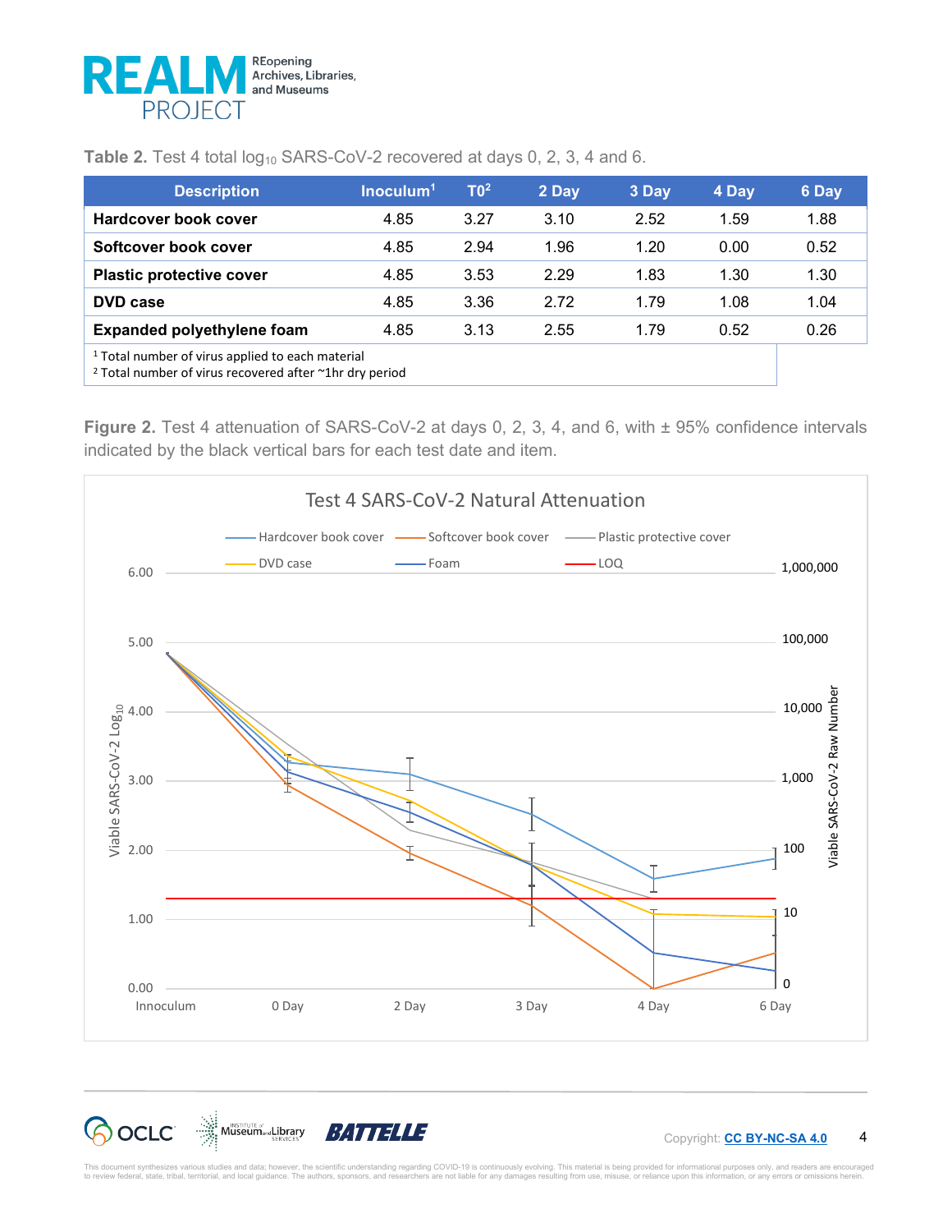**Table 2.** Test 4 total $log_{10}$ SARS-CoV-2 recovered at days 0, 2, 3, 4 and 6.

| Description | Inoculum[1] | T0[2] | 2 Day | 3 Day | 4 Day | 6 Day |
|---|---|---|---|---|---|---|
| **Hardcover book cover** | 4.85 | 3.27 | 3.10 | 2.52 | 1.59 | 1.88 |
| **Softcover book cover** | 4.85 | 2.94 | 1.96 | 1.20 | 0.00 | 0.52 |
| **Plastic protective cover** | 4.85 | 3.53 | 2.29 | 1.83 | 1.30 | 1.30 |
| **DVD case** | 4.85 | 3.36 | 2.72 | 1.79 | 1.08 | 1.04 |
| **Expanded polyethylene foam** | 4.85 | 3.13 | 2.55 | 1.79 | 0.52 | 0.26 |

[1] Total number of virus applied to each material
[2] Total number of virus recovered after ~1hr dry period

**Figure 2.** Test 4 attenuation of SARS-CoV-2 at days 0, 2, 3, 4, and 6, with ± 95% confidence intervals indicated by the black vertical bars for each test date and item.

Test 4 SARS-CoV-2 Natural Attenuation

Hardcover book cover
Softcover book cover
Plastic protective cover
DVD case
Foam
LOQ

Viable SARS-CoV-2 $Log_{10}$

6.00
5.00
4.00
3.00
2.00
1.00
0.00

Viable SARS-CoV-2 Raw Number

1,000,000
100,000
10,000
1,000
100
10
0

Innoculum
0 Day
2 Day
3 Day
4 Day
6 Day